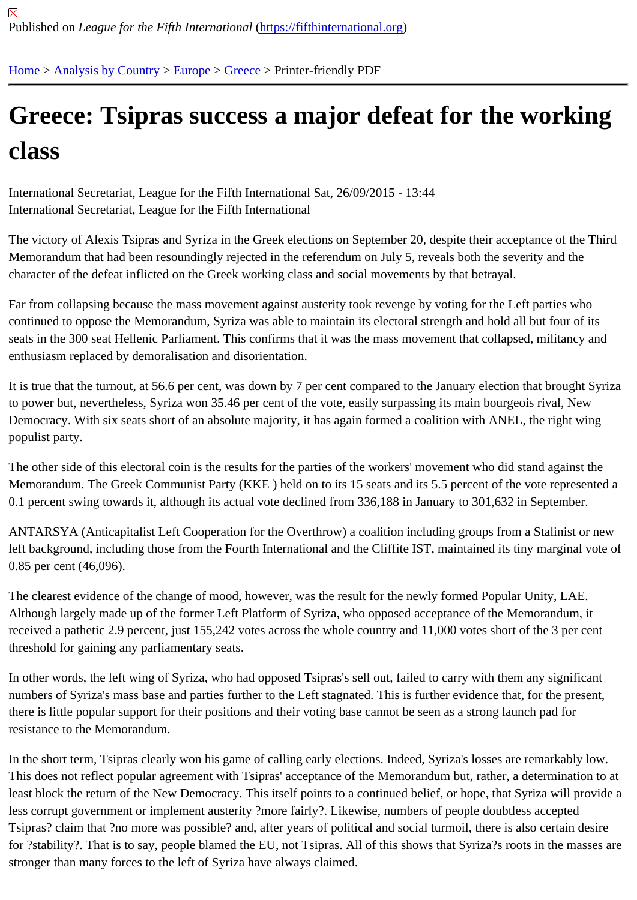Published on *League for the Fifth International* (https://fifthinternational.org)

Home > Analysis by Country > Europe > Greece > Printer-friendly PDF

# Greece: Tsipras success a major defeat for the working class

International Secretariat, League for the Fifth International Sat, 26/09/2015 - 13:44
International Secretariat, League for the Fifth International

The victory of Alexis Tsipras and Syriza in the Greek elections on September 20, despite their acceptance of the Third Memorandum that had been resoundingly rejected in the referendum on July 5, reveals both the severity and the character of the defeat inflicted on the Greek working class and social movements by that betrayal.

Far from collapsing because the mass movement against austerity took revenge by voting for the Left parties who continued to oppose the Memorandum, Syriza was able to maintain its electoral strength and hold all but four of its seats in the 300 seat Hellenic Parliament. This confirms that it was the mass movement that collapsed, militancy and enthusiasm replaced by demoralisation and disorientation.

It is true that the turnout, at 56.6 per cent, was down by 7 per cent compared to the January election that brought Syriza to power but, nevertheless, Syriza won 35.46 per cent of the vote, easily surpassing its main bourgeois rival, New Democracy. With six seats short of an absolute majority, it has again formed a coalition with ANEL, the right wing populist party.

The other side of this electoral coin is the results for the parties of the workers' movement who did stand against the Memorandum. The Greek Communist Party (KKE ) held on to its 15 seats and its 5.5 percent of the vote represented a 0.1 percent swing towards it, although its actual vote declined from 336,188 in January to 301,632 in September.

ANTARSYA (Anticapitalist Left Cooperation for the Overthrow) a coalition including groups from a Stalinist or new left background, including those from the Fourth International and the Cliffite IST, maintained its tiny marginal vote of 0.85 per cent (46,096).

The clearest evidence of the change of mood, however, was the result for the newly formed Popular Unity, LAE. Although largely made up of the former Left Platform of Syriza, who opposed acceptance of the Memorandum, it received a pathetic 2.9 percent, just 155,242 votes across the whole country and 11,000 votes short of the 3 per cent threshold for gaining any parliamentary seats.

In other words, the left wing of Syriza, who had opposed Tsipras's sell out, failed to carry with them any significant numbers of Syriza's mass base and parties further to the Left stagnated. This is further evidence that, for the present, there is little popular support for their positions and their voting base cannot be seen as a strong launch pad for resistance to the Memorandum.

In the short term, Tsipras clearly won his game of calling early elections. Indeed, Syriza's losses are remarkably low. This does not reflect popular agreement with Tsipras' acceptance of the Memorandum but, rather, a determination to at least block the return of the New Democracy. This itself points to a continued belief, or hope, that Syriza will provide a less corrupt government or implement austerity ?more fairly?. Likewise, numbers of people doubtless accepted Tsipras? claim that ?no more was possible? and, after years of political and social turmoil, there is also certain desire for ?stability?. That is to say, people blamed the EU, not Tsipras. All of this shows that Syriza?s roots in the masses are stronger than many forces to the left of Syriza have always claimed.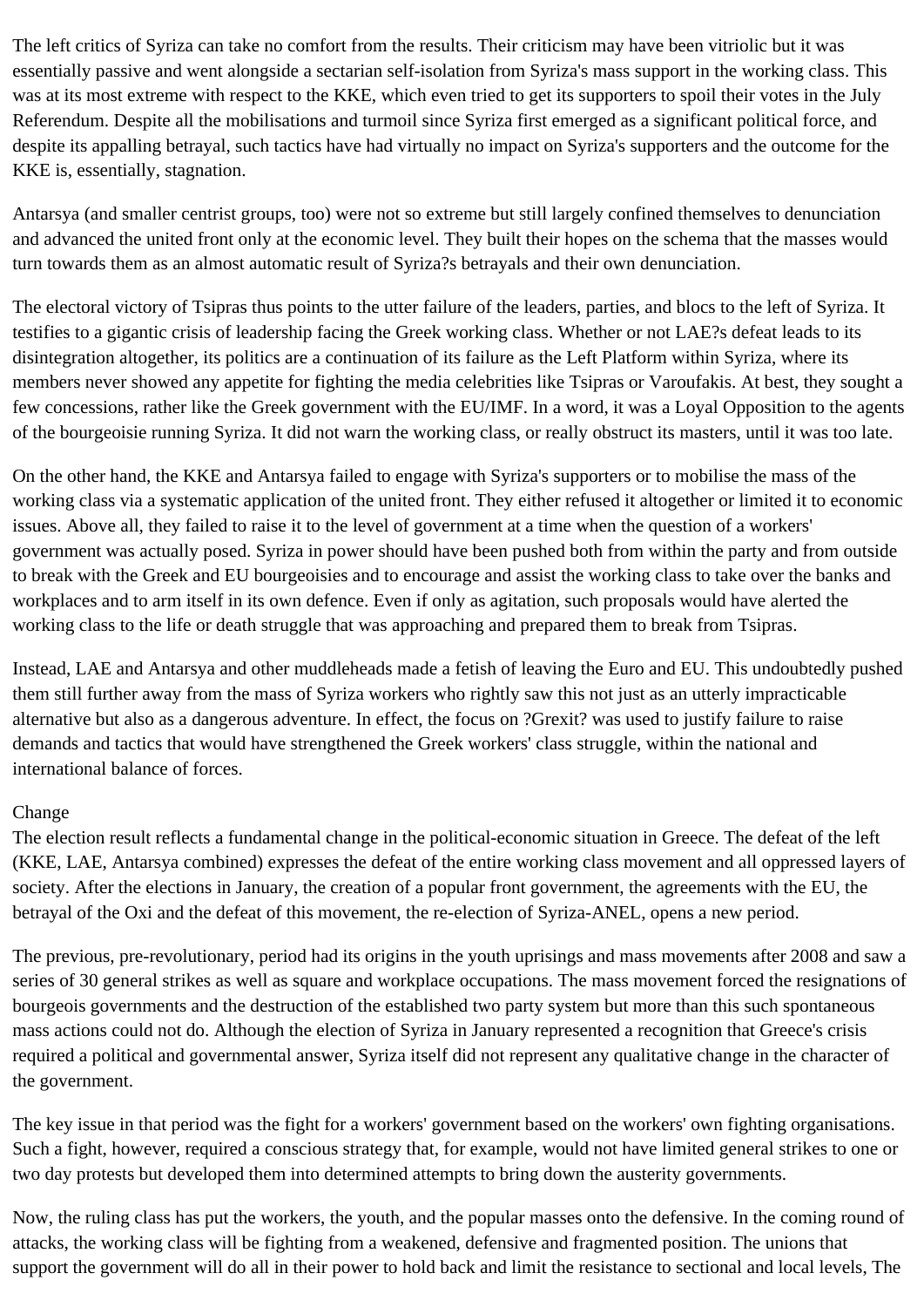The left critics of Syriza can take no comfort from the results. Their criticism may have been vitriolic but it was essentially passive and went alongside a sectarian self-isolation from Syriza's mass support in the working class. This was at its most extreme with respect to the KKE, which even tried to get its supporters to spoil their votes in the July Referendum. Despite all the mobilisations and turmoil since Syriza first emerged as a significant political force, and despite its appalling betrayal, such tactics have had virtually no impact on Syriza's supporters and the outcome for the KKE is, essentially, stagnation.

Antarsya (and smaller centrist groups, too) were not so extreme but still largely confined themselves to denunciation and advanced the united front only at the economic level. They built their hopes on the schema that the masses would turn towards them as an almost automatic result of Syriza?s betrayals and their own denunciation.

The electoral victory of Tsipras thus points to the utter failure of the leaders, parties, and blocs to the left of Syriza. It testifies to a gigantic crisis of leadership facing the Greek working class. Whether or not LAE?s defeat leads to its disintegration altogether, its politics are a continuation of its failure as the Left Platform within Syriza, where its members never showed any appetite for fighting the media celebrities like Tsipras or Varoufakis. At best, they sought a few concessions, rather like the Greek government with the EU/IMF. In a word, it was a Loyal Opposition to the agents of the bourgeoisie running Syriza. It did not warn the working class, or really obstruct its masters, until it was too late.

On the other hand, the KKE and Antarsya failed to engage with Syriza's supporters or to mobilise the mass of the working class via a systematic application of the united front. They either refused it altogether or limited it to economic issues. Above all, they failed to raise it to the level of government at a time when the question of a workers' government was actually posed. Syriza in power should have been pushed both from within the party and from outside to break with the Greek and EU bourgeoisies and to encourage and assist the working class to take over the banks and workplaces and to arm itself in its own defence. Even if only as agitation, such proposals would have alerted the working class to the life or death struggle that was approaching and prepared them to break from Tsipras.

Instead, LAE and Antarsya and other muddleheads made a fetish of leaving the Euro and EU. This undoubtedly pushed them still further away from the mass of Syriza workers who rightly saw this not just as an utterly impracticable alternative but also as a dangerous adventure. In effect, the focus on ?Grexit? was used to justify failure to raise demands and tactics that would have strengthened the Greek workers' class struggle, within the national and international balance of forces.

## Change

The election result reflects a fundamental change in the political-economic situation in Greece. The defeat of the left (KKE, LAE, Antarsya combined) expresses the defeat of the entire working class movement and all oppressed layers of society. After the elections in January, the creation of a popular front government, the agreements with the EU, the betrayal of the Oxi and the defeat of this movement, the re-election of Syriza-ANEL, opens a new period.

The previous, pre-revolutionary, period had its origins in the youth uprisings and mass movements after 2008 and saw a series of 30 general strikes as well as square and workplace occupations. The mass movement forced the resignations of bourgeois governments and the destruction of the established two party system but more than this such spontaneous mass actions could not do. Although the election of Syriza in January represented a recognition that Greece's crisis required a political and governmental answer, Syriza itself did not represent any qualitative change in the character of the government.

The key issue in that period was the fight for a workers' government based on the workers' own fighting organisations. Such a fight, however, required a conscious strategy that, for example, would not have limited general strikes to one or two day protests but developed them into determined attempts to bring down the austerity governments.

Now, the ruling class has put the workers, the youth, and the popular masses onto the defensive. In the coming round of attacks, the working class will be fighting from a weakened, defensive and fragmented position. The unions that support the government will do all in their power to hold back and limit the resistance to sectional and local levels, The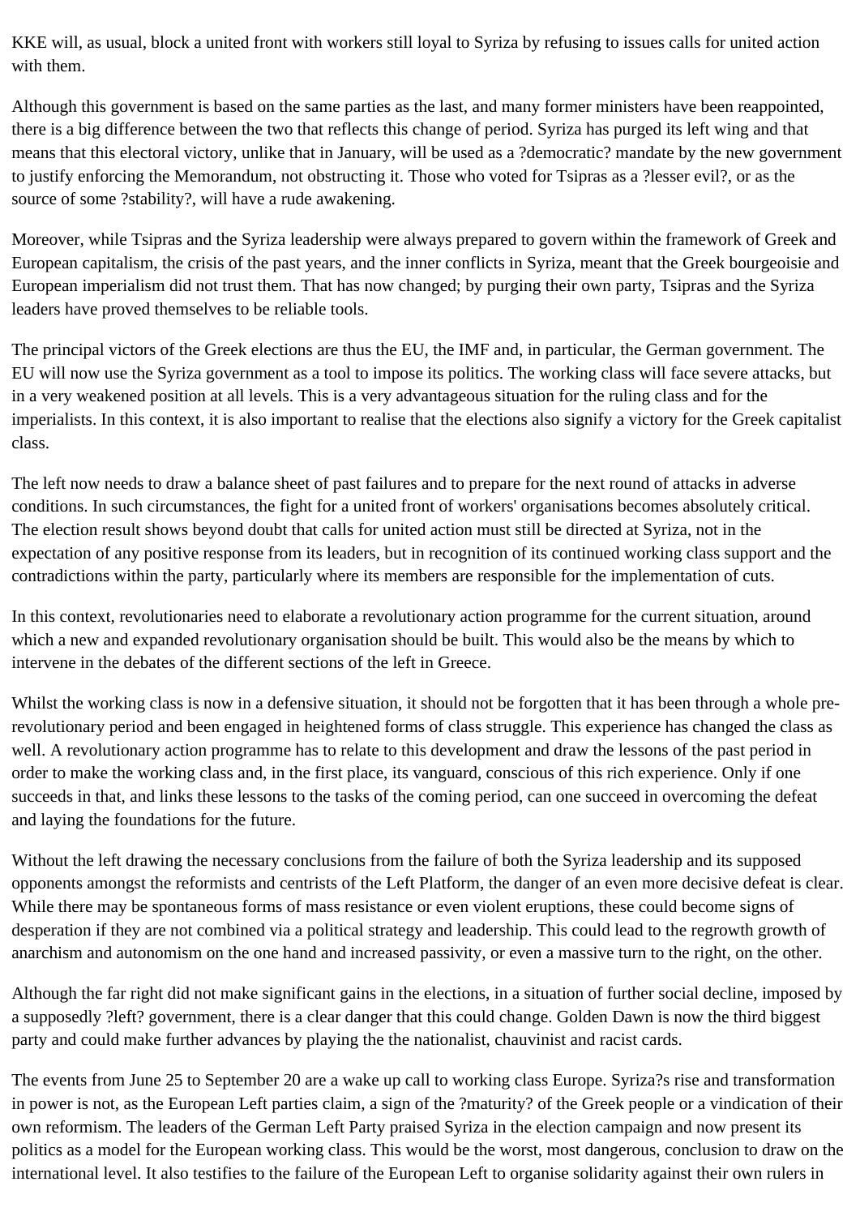KKE will, as usual, block a united front with workers still loyal to Syriza by refusing to issues calls for united action with them.

Although this government is based on the same parties as the last, and many former ministers have been reappointed, there is a big difference between the two that reflects this change of period. Syriza has purged its left wing and that means that this electoral victory, unlike that in January, will be used as a ?democratic? mandate by the new government to justify enforcing the Memorandum, not obstructing it. Those who voted for Tsipras as a ?lesser evil?, or as the source of some ?stability?, will have a rude awakening.

Moreover, while Tsipras and the Syriza leadership were always prepared to govern within the framework of Greek and European capitalism, the crisis of the past years, and the inner conflicts in Syriza, meant that the Greek bourgeoisie and European imperialism did not trust them. That has now changed; by purging their own party, Tsipras and the Syriza leaders have proved themselves to be reliable tools.

The principal victors of the Greek elections are thus the EU, the IMF and, in particular, the German government. The EU will now use the Syriza government as a tool to impose its politics. The working class will face severe attacks, but in a very weakened position at all levels. This is a very advantageous situation for the ruling class and for the imperialists. In this context, it is also important to realise that the elections also signify a victory for the Greek capitalist class.

The left now needs to draw a balance sheet of past failures and to prepare for the next round of attacks in adverse conditions. In such circumstances, the fight for a united front of workers' organisations becomes absolutely critical. The election result shows beyond doubt that calls for united action must still be directed at Syriza, not in the expectation of any positive response from its leaders, but in recognition of its continued working class support and the contradictions within the party, particularly where its members are responsible for the implementation of cuts.

In this context, revolutionaries need to elaborate a revolutionary action programme for the current situation, around which a new and expanded revolutionary organisation should be built. This would also be the means by which to intervene in the debates of the different sections of the left in Greece.

Whilst the working class is now in a defensive situation, it should not be forgotten that it has been through a whole pre-revolutionary period and been engaged in heightened forms of class struggle. This experience has changed the class as well. A revolutionary action programme has to relate to this development and draw the lessons of the past period in order to make the working class and, in the first place, its vanguard, conscious of this rich experience. Only if one succeeds in that, and links these lessons to the tasks of the coming period, can one succeed in overcoming the defeat and laying the foundations for the future.

Without the left drawing the necessary conclusions from the failure of both the Syriza leadership and its supposed opponents amongst the reformists and centrists of the Left Platform, the danger of an even more decisive defeat is clear. While there may be spontaneous forms of mass resistance or even violent eruptions, these could become signs of desperation if they are not combined via a political strategy and leadership. This could lead to the regrowth growth of anarchism and autonomism on the one hand and increased passivity, or even a massive turn to the right, on the other.

Although the far right did not make significant gains in the elections, in a situation of further social decline, imposed by a supposedly ?left? government, there is a clear danger that this could change. Golden Dawn is now the third biggest party and could make further advances by playing the the nationalist, chauvinist and racist cards.

The events from June 25 to September 20 are a wake up call to working class Europe. Syriza?s rise and transformation in power is not, as the European Left parties claim, a sign of the ?maturity? of the Greek people or a vindication of their own reformism. The leaders of the German Left Party praised Syriza in the election campaign and now present its politics as a model for the European working class. This would be the worst, most dangerous, conclusion to draw on the international level. It also testifies to the failure of the European Left to organise solidarity against their own rulers in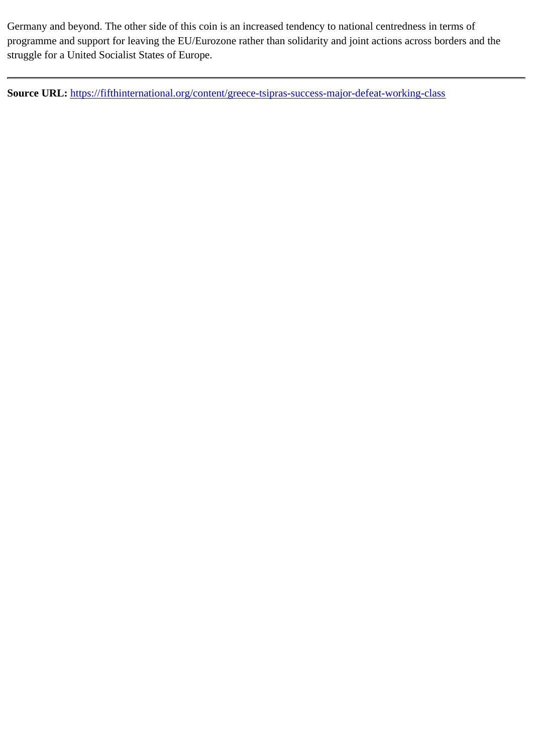Germany and beyond. The other side of this coin is an increased tendency to national centredness in terms of programme and support for leaving the EU/Eurozone rather than solidarity and joint actions across borders and the struggle for a United Socialist States of Europe.

---

**Source URL:** https://fifthinternational.org/content/greece-tsipras-success-major-defeat-working-class